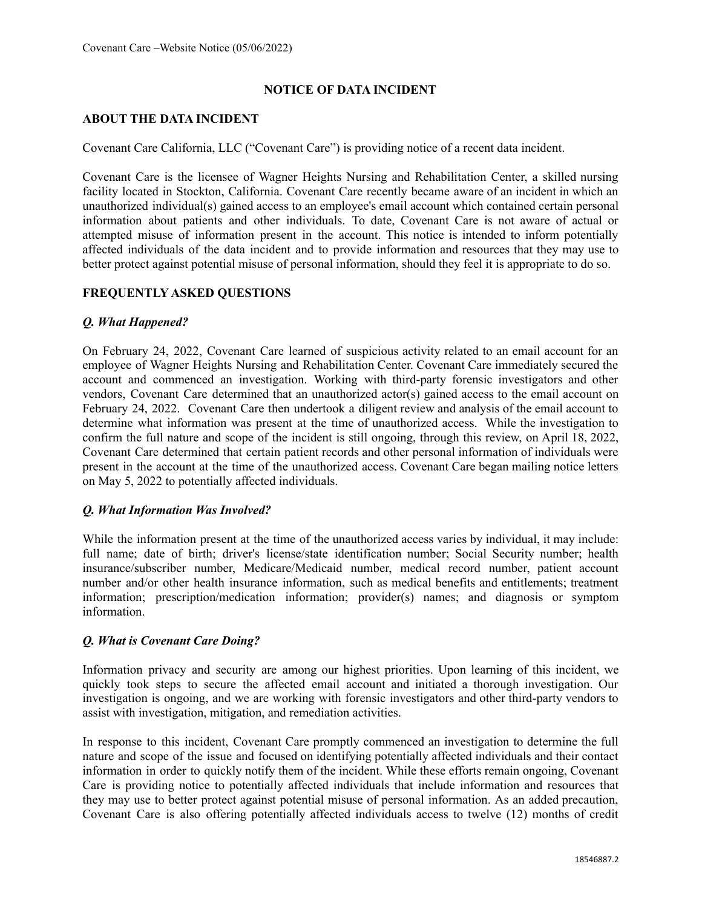Covenant Care –Website Notice (05/06/2022)

# NOTICE OF DATA INCIDENT

## ABOUT THE DATA INCIDENT

Covenant Care California, LLC ("Covenant Care") is providing notice of a recent data incident.

Covenant Care is the licensee of Wagner Heights Nursing and Rehabilitation Center, a skilled nursing facility located in Stockton, California. Covenant Care recently became aware of an incident in which an unauthorized individual(s) gained access to an employee's email account which contained certain personal information about patients and other individuals. To date, Covenant Care is not aware of actual or attempted misuse of information present in the account. This notice is intended to inform potentially affected individuals of the data incident and to provide information and resources that they may use to better protect against potential misuse of personal information, should they feel it is appropriate to do so.

## FREQUENTLY ASKED QUESTIONS

### *Q. What Happened?*

On February 24, 2022, Covenant Care learned of suspicious activity related to an email account for an employee of Wagner Heights Nursing and Rehabilitation Center. Covenant Care immediately secured the account and commenced an investigation. Working with third-party forensic investigators and other vendors, Covenant Care determined that an unauthorized actor(s) gained access to the email account on February 24, 2022. Covenant Care then undertook a diligent review and analysis of the email account to determine what information was present at the time of unauthorized access. While the investigation to confirm the full nature and scope of the incident is still ongoing, through this review, on April 18, 2022, Covenant Care determined that certain patient records and other personal information of individuals were present in the account at the time of the unauthorized access. Covenant Care began mailing notice letters on May 5, 2022 to potentially affected individuals.

### *Q. What Information Was Involved?*

While the information present at the time of the unauthorized access varies by individual, it may include: full name; date of birth; driver's license/state identification number; Social Security number; health insurance/subscriber number, Medicare/Medicaid number, medical record number, patient account number and/or other health insurance information, such as medical benefits and entitlements; treatment information; prescription/medication information; provider(s) names; and diagnosis or symptom information.

### *Q. What is Covenant Care Doing?*

Information privacy and security are among our highest priorities. Upon learning of this incident, we quickly took steps to secure the affected email account and initiated a thorough investigation. Our investigation is ongoing, and we are working with forensic investigators and other third-party vendors to assist with investigation, mitigation, and remediation activities.

In response to this incident, Covenant Care promptly commenced an investigation to determine the full nature and scope of the issue and focused on identifying potentially affected individuals and their contact information in order to quickly notify them of the incident. While these efforts remain ongoing, Covenant Care is providing notice to potentially affected individuals that include information and resources that they may use to better protect against potential misuse of personal information. As an added precaution, Covenant Care is also offering potentially affected individuals access to twelve (12) months of credit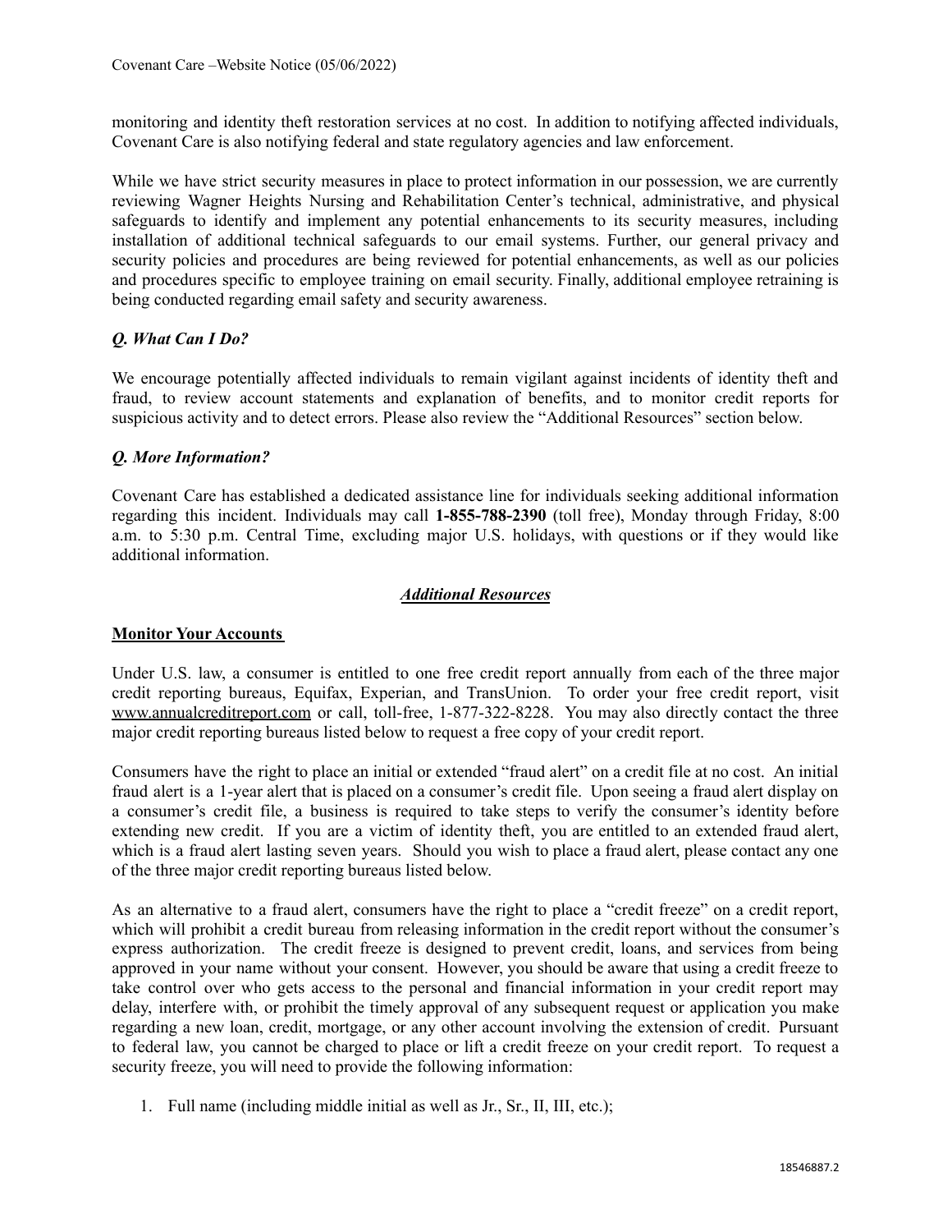monitoring and identity theft restoration services at no cost. In addition to notifying affected individuals, Covenant Care is also notifying federal and state regulatory agencies and law enforcement.

While we have strict security measures in place to protect information in our possession, we are currently reviewing Wagner Heights Nursing and Rehabilitation Center's technical, administrative, and physical safeguards to identify and implement any potential enhancements to its security measures, including installation of additional technical safeguards to our email systems. Further, our general privacy and security policies and procedures are being reviewed for potential enhancements, as well as our policies and procedures specific to employee training on email security. Finally, additional employee retraining is being conducted regarding email safety and security awareness.

***Q. What Can I Do?***

We encourage potentially affected individuals to remain vigilant against incidents of identity theft and fraud, to review account statements and explanation of benefits, and to monitor credit reports for suspicious activity and to detect errors. Please also review the "Additional Resources" section below.

***Q. More Information?***

Covenant Care has established a dedicated assistance line for individuals seeking additional information regarding this incident. Individuals may call **1-855-788-2390** (toll free), Monday through Friday, 8:00 a.m. to 5:30 p.m. Central Time, excluding major U.S. holidays, with questions or if they would like additional information.

## *Additional Resources*

**Monitor Your Accounts**

Under U.S. law, a consumer is entitled to one free credit report annually from each of the three major credit reporting bureaus, Equifax, Experian, and TransUnion. To order your free credit report, visit www.annualcreditreport.com or call, toll-free, 1-877-322-8228. You may also directly contact the three major credit reporting bureaus listed below to request a free copy of your credit report.

Consumers have the right to place an initial or extended "fraud alert" on a credit file at no cost. An initial fraud alert is a 1-year alert that is placed on a consumer's credit file. Upon seeing a fraud alert display on a consumer's credit file, a business is required to take steps to verify the consumer's identity before extending new credit. If you are a victim of identity theft, you are entitled to an extended fraud alert, which is a fraud alert lasting seven years. Should you wish to place a fraud alert, please contact any one of the three major credit reporting bureaus listed below.

As an alternative to a fraud alert, consumers have the right to place a "credit freeze" on a credit report, which will prohibit a credit bureau from releasing information in the credit report without the consumer's express authorization. The credit freeze is designed to prevent credit, loans, and services from being approved in your name without your consent. However, you should be aware that using a credit freeze to take control over who gets access to the personal and financial information in your credit report may delay, interfere with, or prohibit the timely approval of any subsequent request or application you make regarding a new loan, credit, mortgage, or any other account involving the extension of credit. Pursuant to federal law, you cannot be charged to place or lift a credit freeze on your credit report. To request a security freeze, you will need to provide the following information:

1. Full name (including middle initial as well as Jr., Sr., II, III, etc.);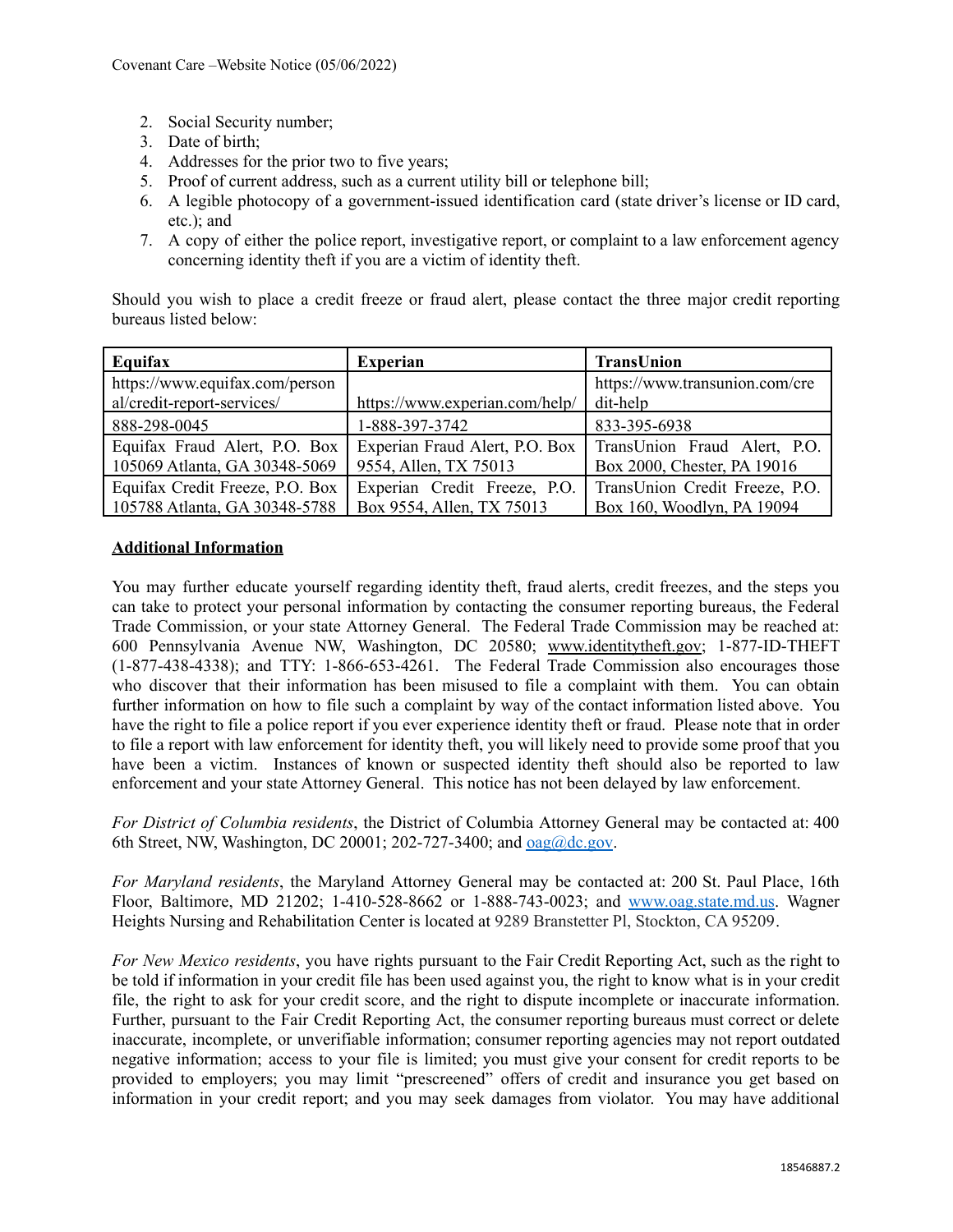2. Social Security number;
3. Date of birth;
4. Addresses for the prior two to five years;
5. Proof of current address, such as a current utility bill or telephone bill;
6. A legible photocopy of a government-issued identification card (state driver's license or ID card, etc.); and
7. A copy of either the police report, investigative report, or complaint to a law enforcement agency concerning identity theft if you are a victim of identity theft.

Should you wish to place a credit freeze or fraud alert, please contact the three major credit reporting bureaus listed below:

| Equifax | Experian | TransUnion |
|---|---|---|
| https://www.equifax.com/personal/credit-report-services/ | https://www.experian.com/help/ | https://www.transunion.com/credit-help |
| 888-298-0045 | 1-888-397-3742 | 833-395-6938 |
| Equifax Fraud Alert, P.O. Box 105069 Atlanta, GA 30348-5069 | Experian Fraud Alert, P.O. Box 9554, Allen, TX 75013 | TransUnion Fraud Alert, P.O. Box 2000, Chester, PA 19016 |
| Equifax Credit Freeze, P.O. Box 105788 Atlanta, GA 30348-5788 | Experian Credit Freeze, P.O. Box 9554, Allen, TX 75013 | TransUnion Credit Freeze, P.O. Box 160, Woodlyn, PA 19094 |

**Additional Information**

You may further educate yourself regarding identity theft, fraud alerts, credit freezes, and the steps you can take to protect your personal information by contacting the consumer reporting bureaus, the Federal Trade Commission, or your state Attorney General. The Federal Trade Commission may be reached at: 600 Pennsylvania Avenue NW, Washington, DC 20580; www.identitytheft.gov; 1-877-ID-THEFT (1-877-438-4338); and TTY: 1-866-653-4261. The Federal Trade Commission also encourages those who discover that their information has been misused to file a complaint with them. You can obtain further information on how to file such a complaint by way of the contact information listed above. You have the right to file a police report if you ever experience identity theft or fraud. Please note that in order to file a report with law enforcement for identity theft, you will likely need to provide some proof that you have been a victim. Instances of known or suspected identity theft should also be reported to law enforcement and your state Attorney General. This notice has not been delayed by law enforcement.

*For District of Columbia residents*, the District of Columbia Attorney General may be contacted at: 400 6th Street, NW, Washington, DC 20001; 202-727-3400; and oag@dc.gov.

*For Maryland residents*, the Maryland Attorney General may be contacted at: 200 St. Paul Place, 16th Floor, Baltimore, MD 21202; 1-410-528-8662 or 1-888-743-0023; and www.oag.state.md.us. Wagner Heights Nursing and Rehabilitation Center is located at 9289 Branstetter Pl, Stockton, CA 95209.

*For New Mexico residents*, you have rights pursuant to the Fair Credit Reporting Act, such as the right to be told if information in your credit file has been used against you, the right to know what is in your credit file, the right to ask for your credit score, and the right to dispute incomplete or inaccurate information. Further, pursuant to the Fair Credit Reporting Act, the consumer reporting bureaus must correct or delete inaccurate, incomplete, or unverifiable information; consumer reporting agencies may not report outdated negative information; access to your file is limited; you must give your consent for credit reports to be provided to employers; you may limit "prescreened" offers of credit and insurance you get based on information in your credit report; and you may seek damages from violator. You may have additional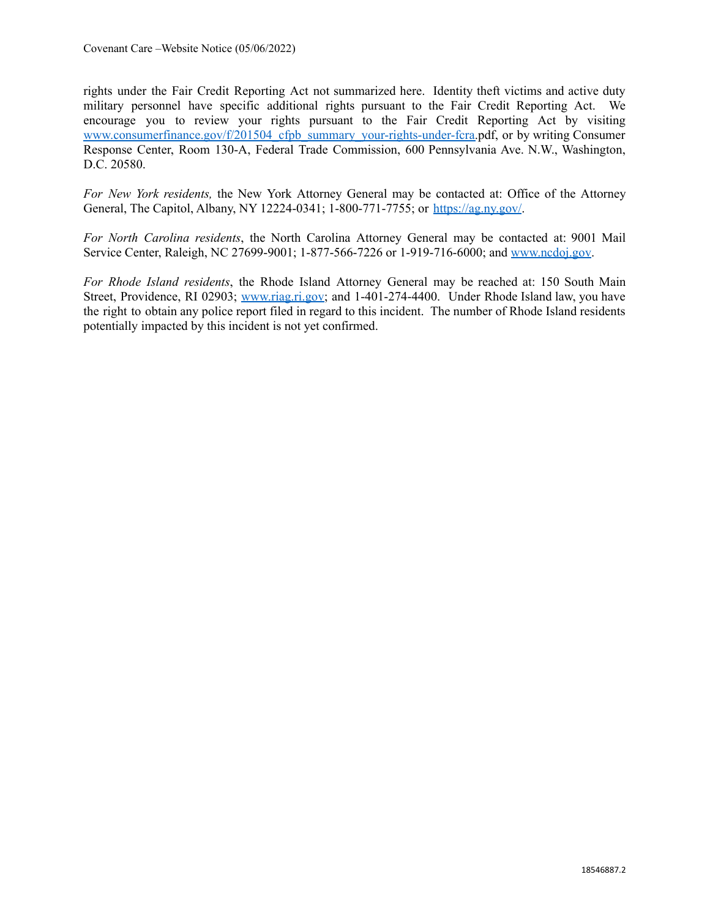rights under the Fair Credit Reporting Act not summarized here. Identity theft victims and active duty military personnel have specific additional rights pursuant to the Fair Credit Reporting Act. We encourage you to review your rights pursuant to the Fair Credit Reporting Act by visiting www.consumerfinance.gov/f/201504_cfpb_summary_your-rights-under-fcra.pdf, or by writing Consumer Response Center, Room 130-A, Federal Trade Commission, 600 Pennsylvania Ave. N.W., Washington, D.C. 20580.

*For New York residents,* the New York Attorney General may be contacted at: Office of the Attorney General, The Capitol, Albany, NY 12224-0341; 1-800-771-7755; or https://ag.ny.gov/.

*For North Carolina residents*, the North Carolina Attorney General may be contacted at: 9001 Mail Service Center, Raleigh, NC 27699-9001; 1-877-566-7226 or 1-919-716-6000; and www.ncdoj.gov.

*For Rhode Island residents*, the Rhode Island Attorney General may be reached at: 150 South Main Street, Providence, RI 02903; www.riag.ri.gov; and 1-401-274-4400. Under Rhode Island law, you have the right to obtain any police report filed in regard to this incident. The number of Rhode Island residents potentially impacted by this incident is not yet confirmed.